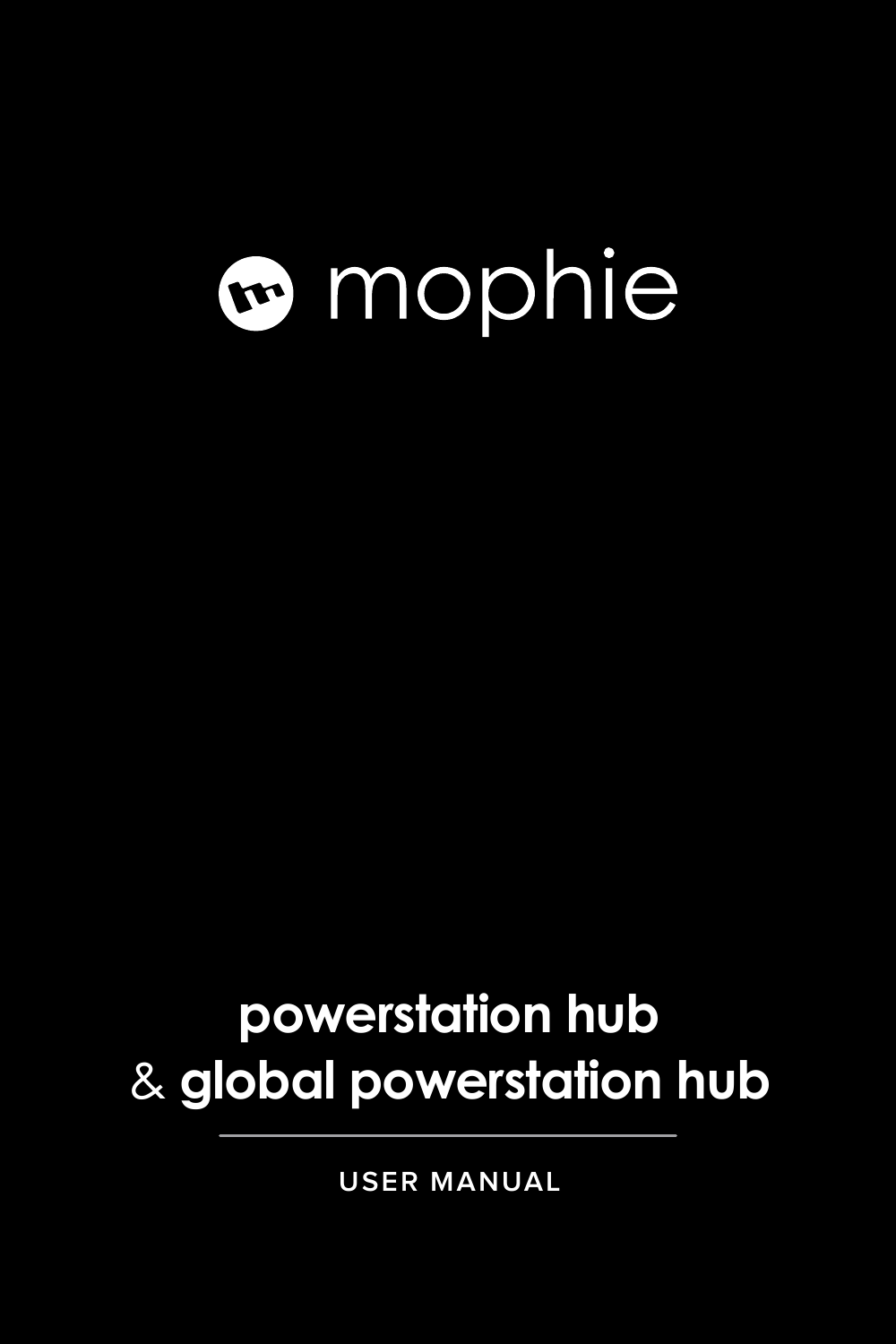# mophie

## powerstation hub
## & global powerstation hub

USER MANUAL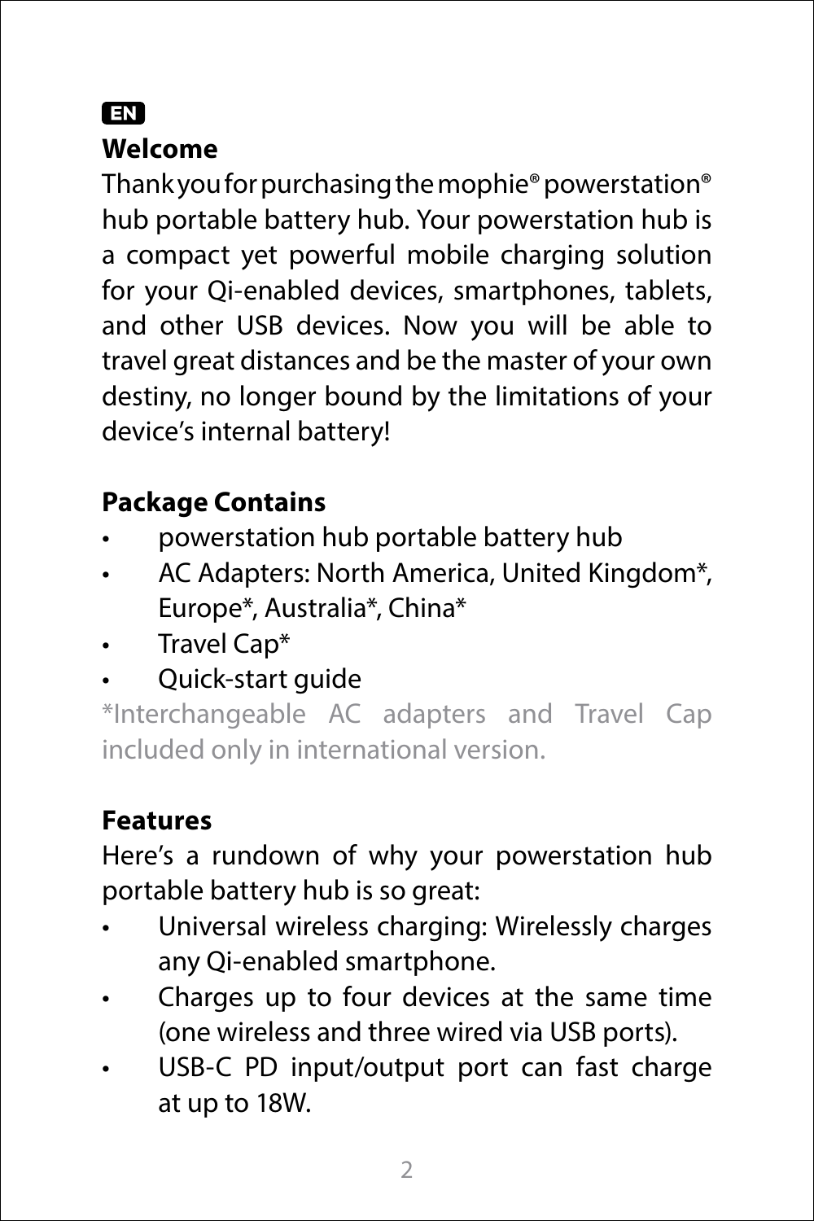EN

## Welcome

Thank you for purchasing the mophie® powerstation® hub portable battery hub. Your powerstation hub is a compact yet powerful mobile charging solution for your Qi-enabled devices, smartphones, tablets, and other USB devices. Now you will be able to travel great distances and be the master of your own destiny, no longer bound by the limitations of your device's internal battery!

## Package Contains

- powerstation hub portable battery hub
- AC Adapters: North America, United Kingdom*, Europe*, Australia*, China*
- Travel Cap*
- Quick-start guide

*Interchangeable AC adapters and Travel Cap included only in international version.

## Features

Here's a rundown of why your powerstation hub portable battery hub is so great:

- Universal wireless charging: Wirelessly charges any Qi-enabled smartphone.
- Charges up to four devices at the same time (one wireless and three wired via USB ports).
- USB-C PD input/output port can fast charge at up to 18W.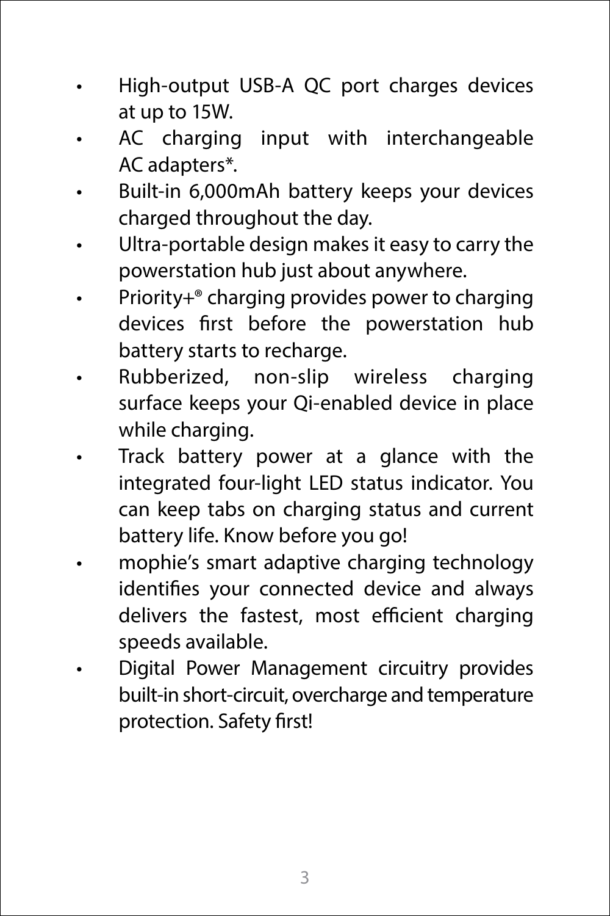- High-output USB-A QC port charges devices at up to 15W.
- AC charging input with interchangeable AC adapters*.
- Built-in 6,000mAh battery keeps your devices charged throughout the day.
- Ultra-portable design makes it easy to carry the powerstation hub just about anywhere.
- Priority+® charging provides power to charging devices first before the powerstation hub battery starts to recharge.
- Rubberized, non-slip wireless charging surface keeps your Qi-enabled device in place while charging.
- Track battery power at a glance with the integrated four-light LED status indicator. You can keep tabs on charging status and current battery life. Know before you go!
- mophie's smart adaptive charging technology identifies your connected device and always delivers the fastest, most efficient charging speeds available.
- Digital Power Management circuitry provides built-in short-circuit, overcharge and temperature protection. Safety first!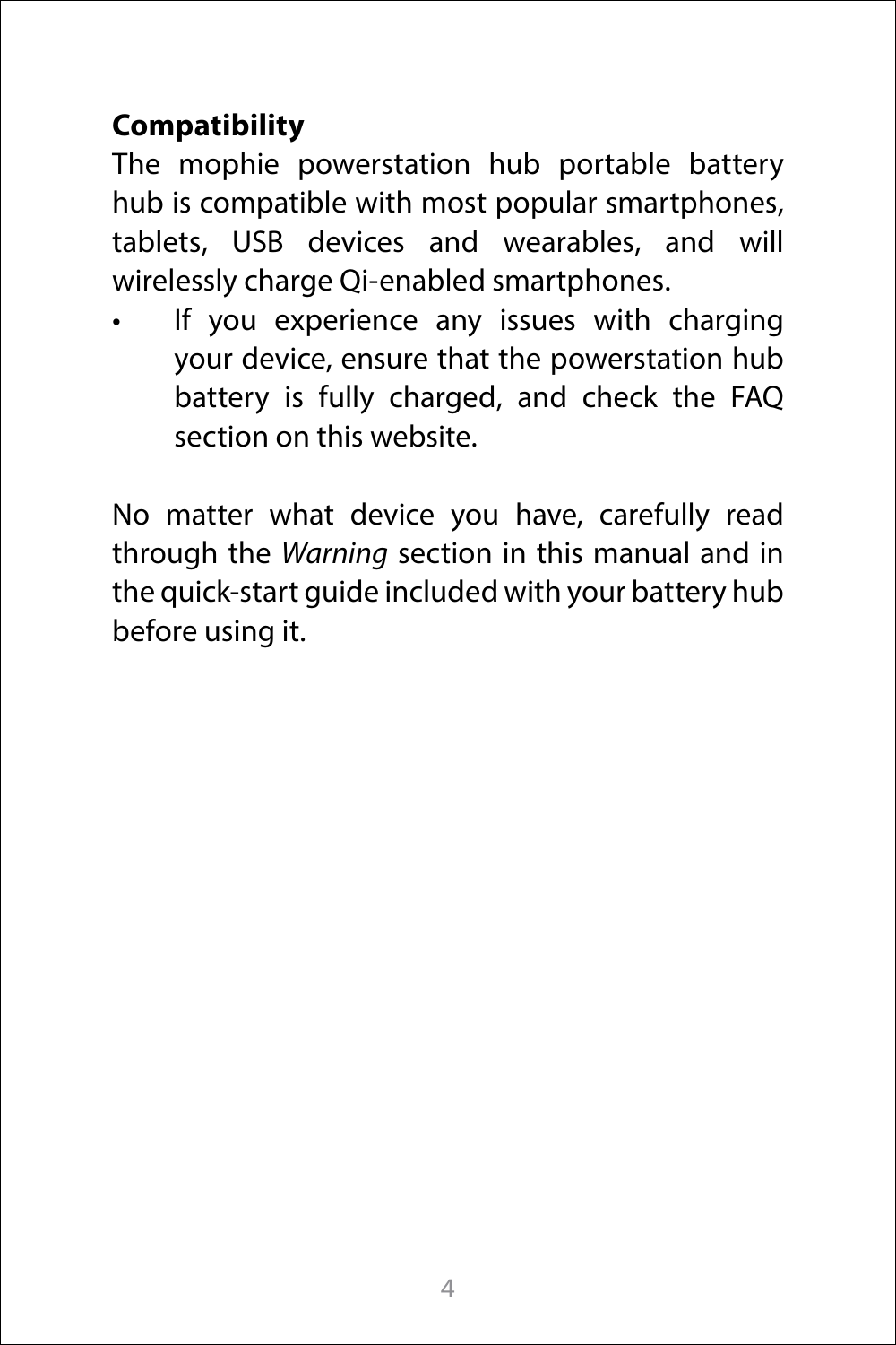**Compatibility**

The mophie powerstation hub portable battery hub is compatible with most popular smartphones, tablets, USB devices and wearables, and will wirelessly charge Qi-enabled smartphones.

- If you experience any issues with charging your device, ensure that the powerstation hub battery is fully charged, and check the FAQ section on this website.

No matter what device you have, carefully read through the *Warning* section in this manual and in the quick-start guide included with your battery hub before using it.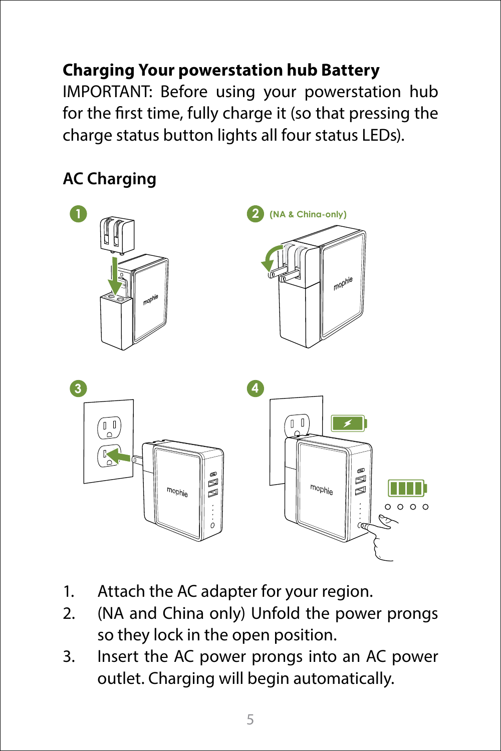## Charging Your powerstation hub Battery

IMPORTANT: Before using your powerstation hub for the first time, fully charge it (so that pressing the charge status button lights all four status LEDs).

### AC Charging

1. Attach the AC adapter for your region.
2. (NA and China only) Unfold the power prongs so they lock in the open position.
3. Insert the AC power prongs into an AC power outlet. Charging will begin automatically.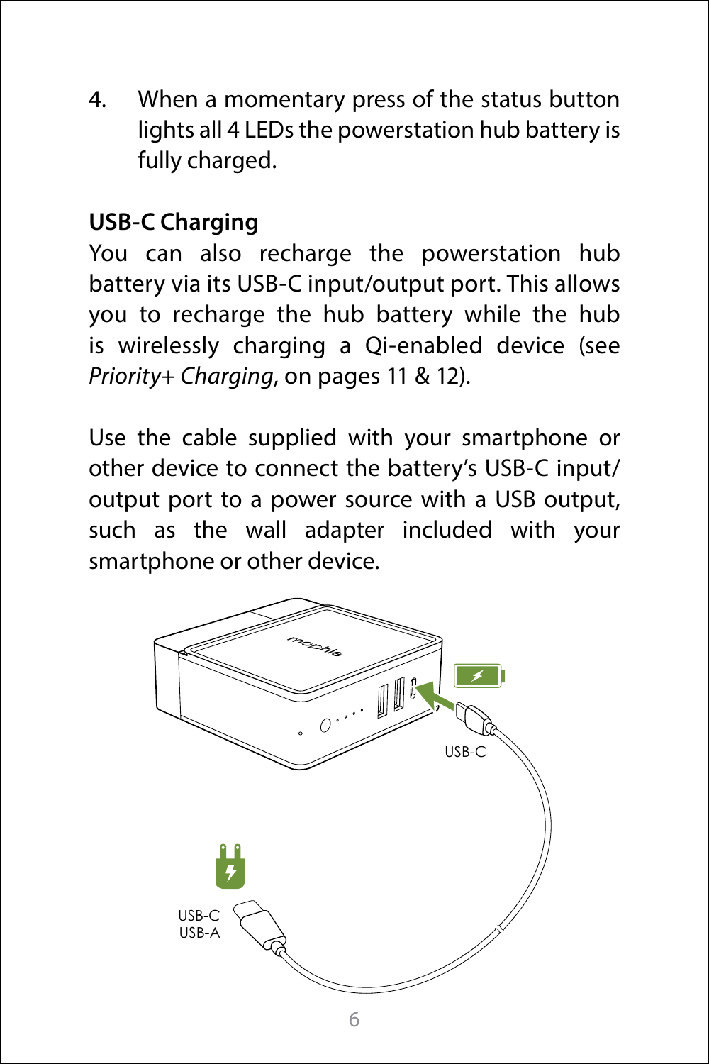4. When a momentary press of the status button lights all 4 LEDs the powerstation hub battery is fully charged.

**USB-C Charging**

You can also recharge the powerstation hub battery via its USB-C input/output port. This allows you to recharge the hub battery while the hub is wirelessly charging a Qi-enabled device (see *Priority+ Charging*, on pages 11 & 12).

Use the cable supplied with your smartphone or other device to connect the battery's USB-C input/output port to a power source with a USB output, such as the wall adapter included with your smartphone or other device.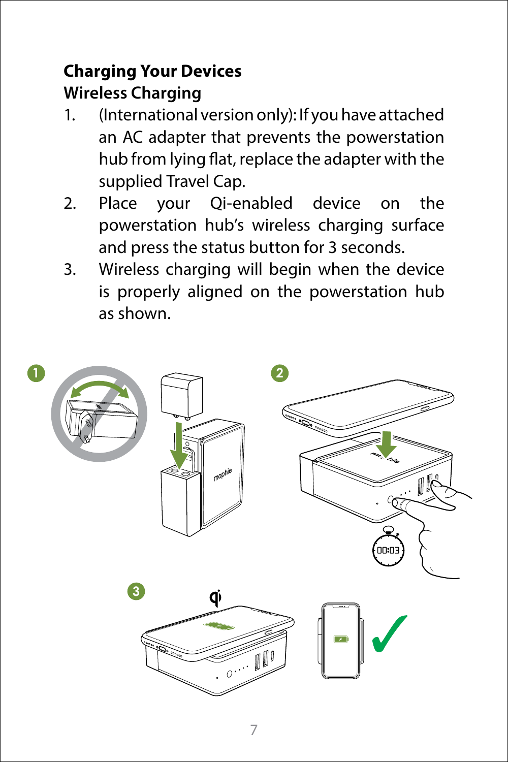## Charging Your Devices

### Wireless Charging

1. (International version only): If you have attached an AC adapter that prevents the powerstation hub from lying flat, replace the adapter with the supplied Travel Cap.
2. Place your Qi-enabled device on the powerstation hub's wireless charging surface and press the status button for 3 seconds.
3. Wireless charging will begin when the device is properly aligned on the powerstation hub as shown.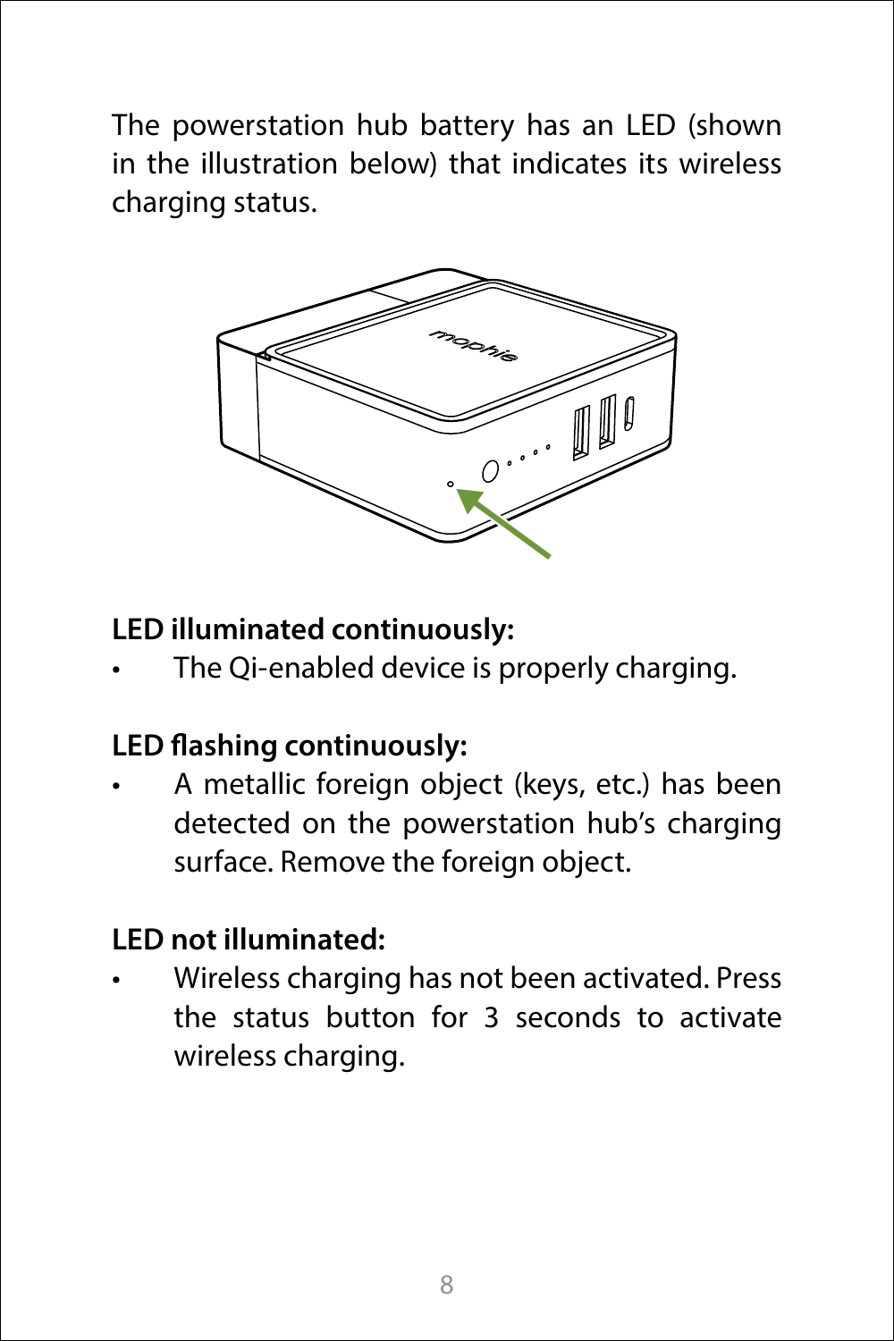The powerstation hub battery has an LED (shown in the illustration below) that indicates its wireless charging status.

**LED illuminated continuously:**

- The Qi-enabled device is properly charging.

**LED flashing continuously:**

- A metallic foreign object (keys, etc.) has been detected on the powerstation hub's charging surface. Remove the foreign object.

**LED not illuminated:**

- Wireless charging has not been activated. Press the status button for 3 seconds to activate wireless charging.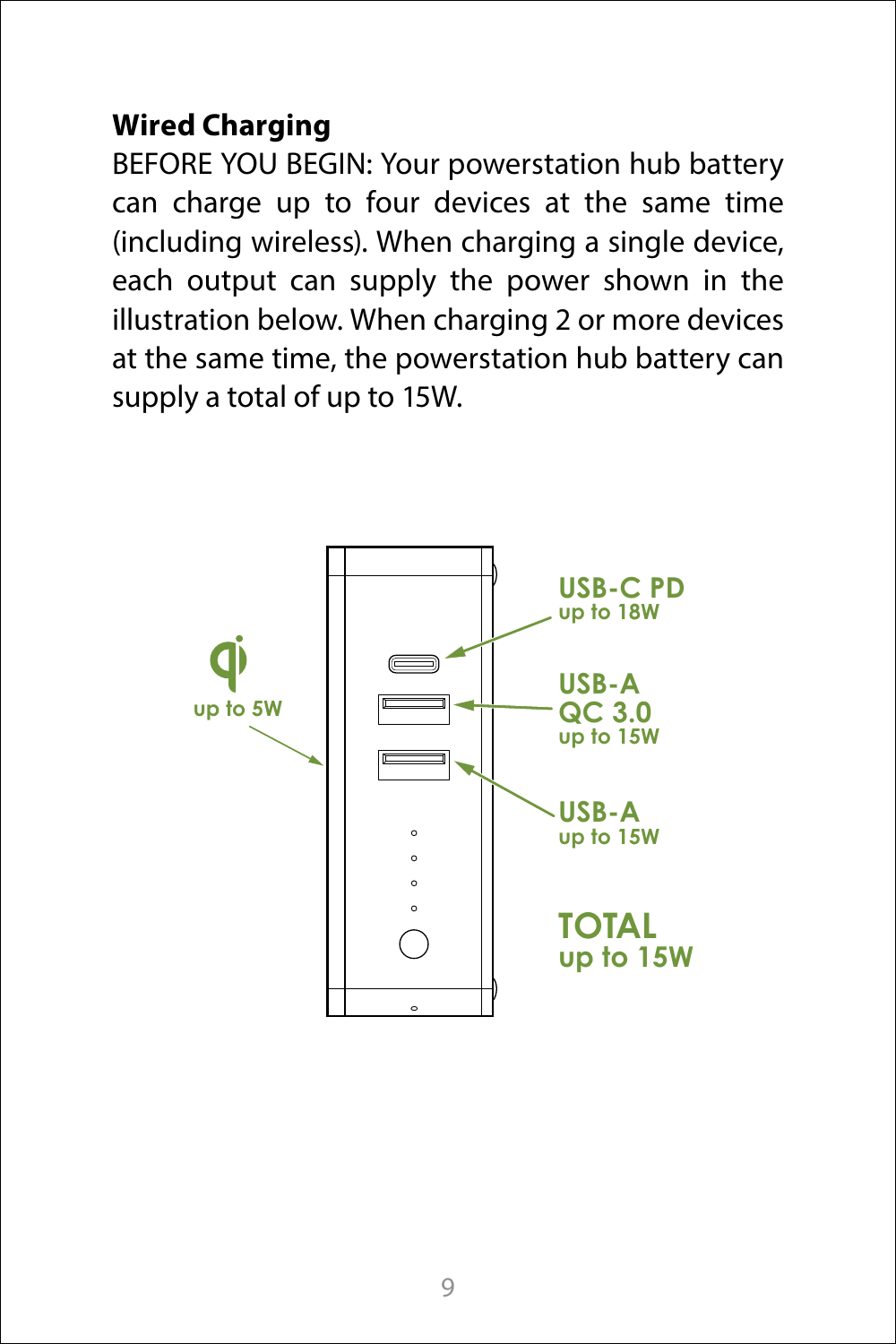**Wired Charging**

BEFORE YOU BEGIN: Your powerstation hub battery can charge up to four devices at the same time (including wireless). When charging a single device, each output can supply the power shown in the illustration below. When charging 2 or more devices at the same time, the powerstation hub battery can supply a total of up to 15W.

up to 5W

USB-C PD
up to 18W

USB-A
QC 3.0
up to 15W

USB-A
up to 15W

TOTAL
up to 15W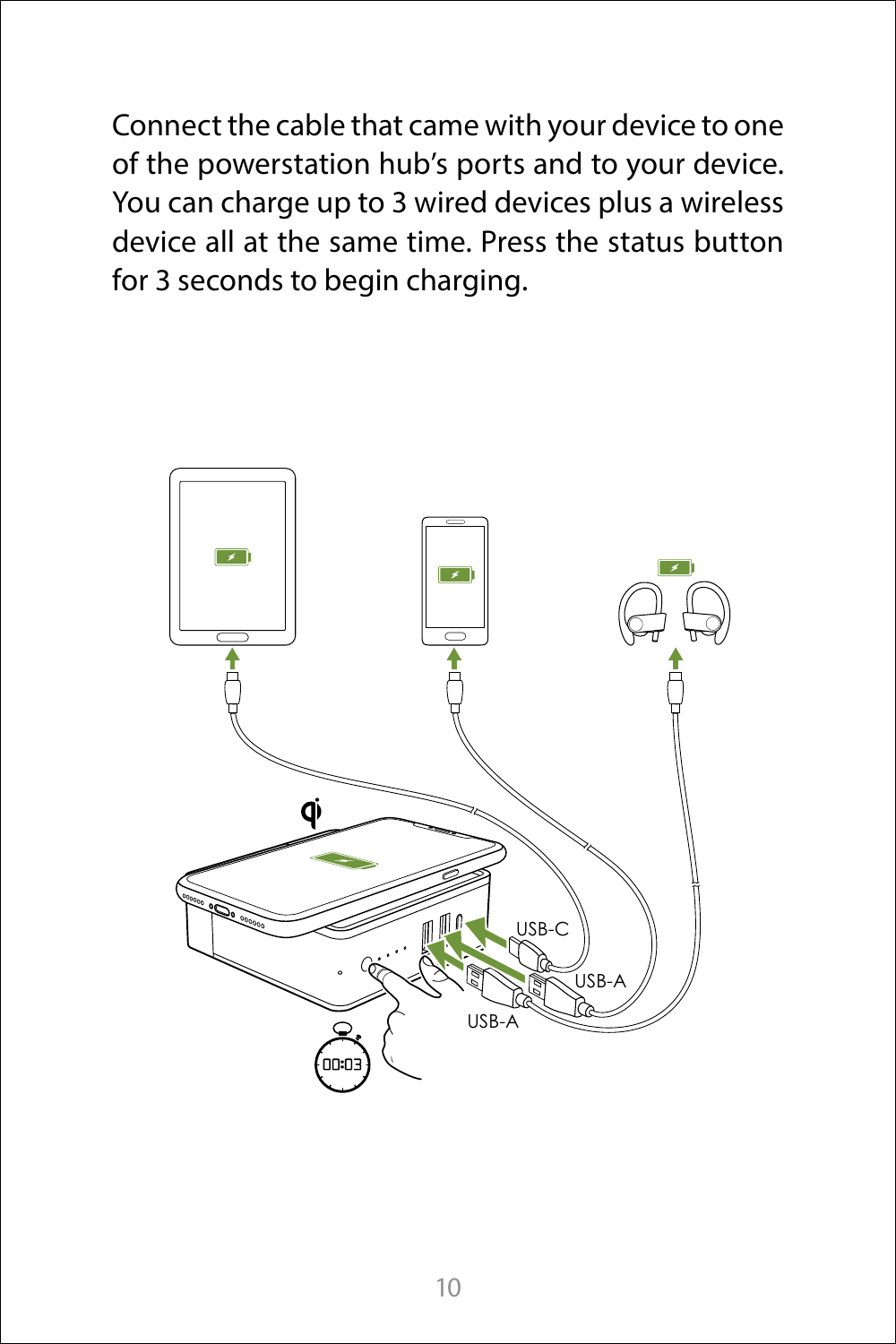Connect the cable that came with your device to one of the powerstation hub's ports and to your device. You can charge up to 3 wired devices plus a wireless device all at the same time. Press the status button for 3 seconds to begin charging.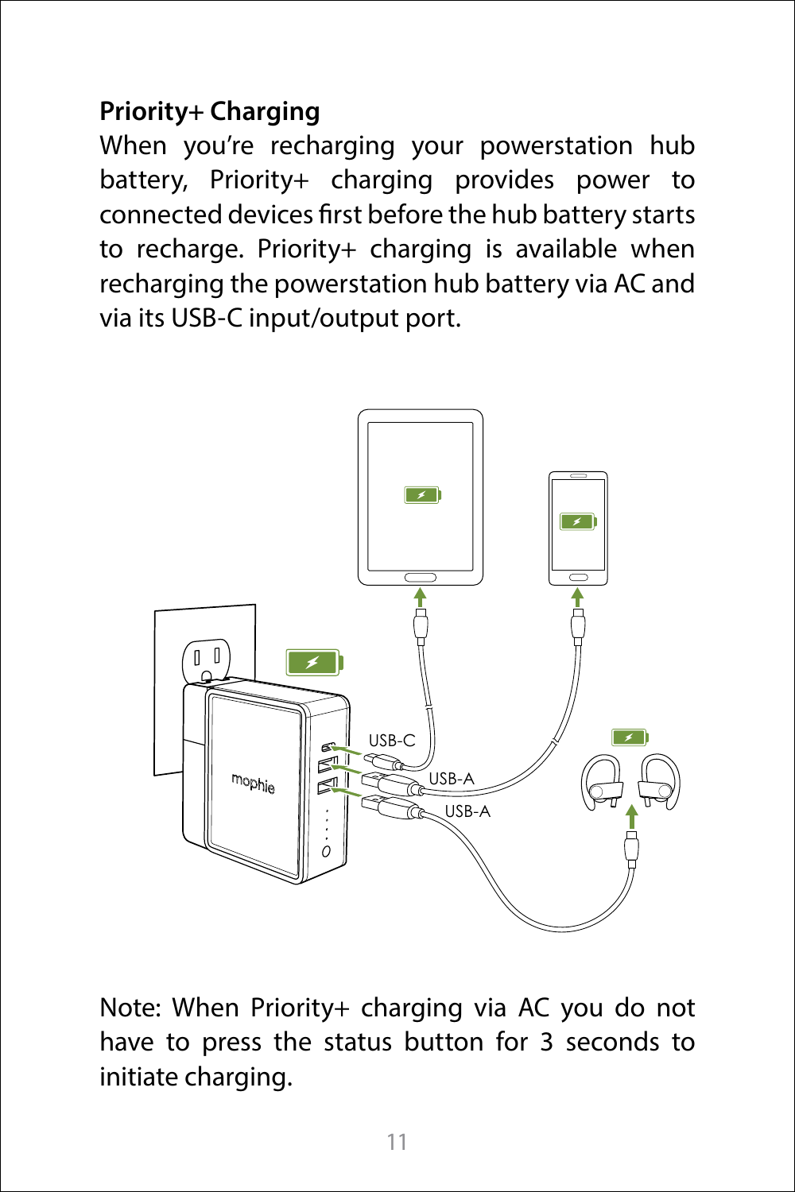**Priority+ Charging**

When you're recharging your powerstation hub battery, Priority+ charging provides power to connected devices first before the hub battery starts to recharge. Priority+ charging is available when recharging the powerstation hub battery via AC and via its USB-C input/output port.

Note: When Priority+ charging via AC you do not have to press the status button for 3 seconds to initiate charging.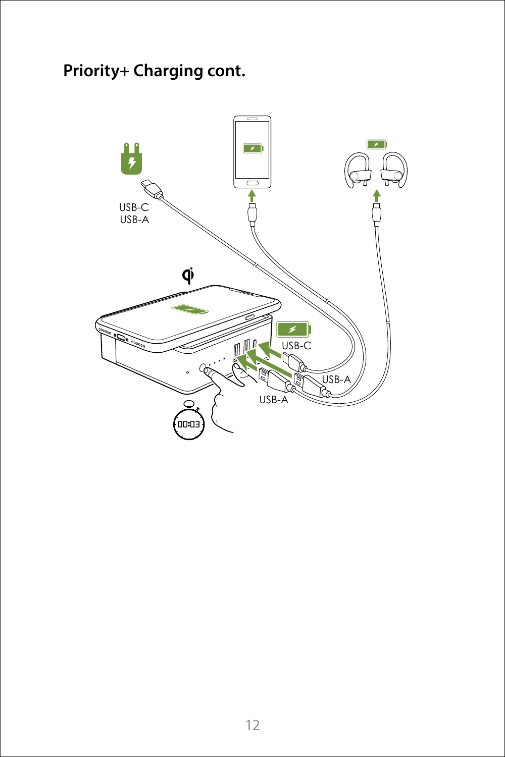## Priority+ Charging cont.

USB-C
USB-A

USB-C

USB-A

USB-A

00:03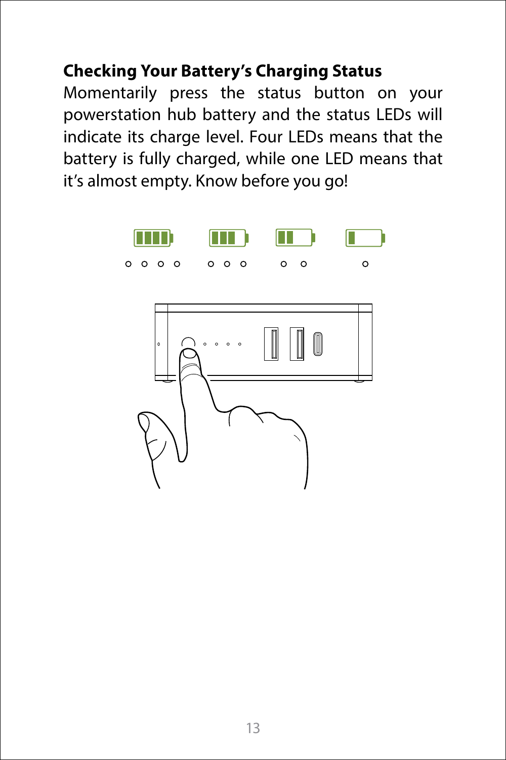## Checking Your Battery's Charging Status

Momentarily press the status button on your powerstation hub battery and the status LEDs will indicate its charge level. Four LEDs means that the battery is fully charged, while one LED means that it's almost empty. Know before you go!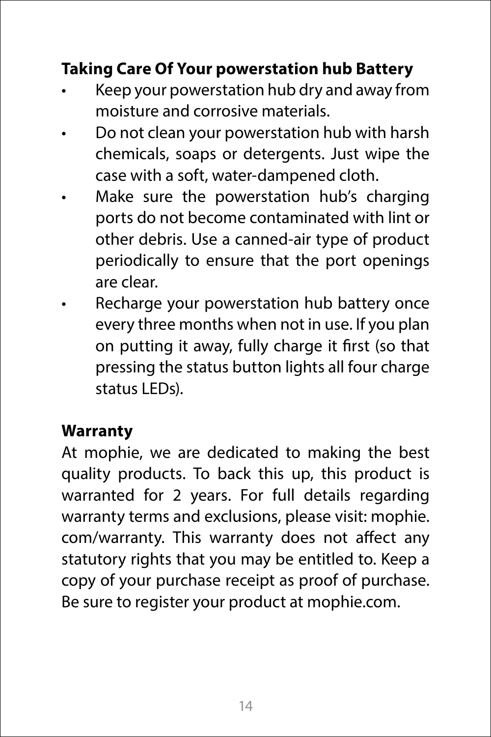## Taking Care Of Your powerstation hub Battery

- Keep your powerstation hub dry and away from moisture and corrosive materials.
- Do not clean your powerstation hub with harsh chemicals, soaps or detergents. Just wipe the case with a soft, water-dampened cloth.
- Make sure the powerstation hub's charging ports do not become contaminated with lint or other debris. Use a canned-air type of product periodically to ensure that the port openings are clear.
- Recharge your powerstation hub battery once every three months when not in use. If you plan on putting it away, fully charge it first (so that pressing the status button lights all four charge status LEDs).

## Warranty

At mophie, we are dedicated to making the best quality products. To back this up, this product is warranted for 2 years. For full details regarding warranty terms and exclusions, please visit: mophie.com/warranty. This warranty does not affect any statutory rights that you may be entitled to. Keep a copy of your purchase receipt as proof of purchase. Be sure to register your product at mophie.com.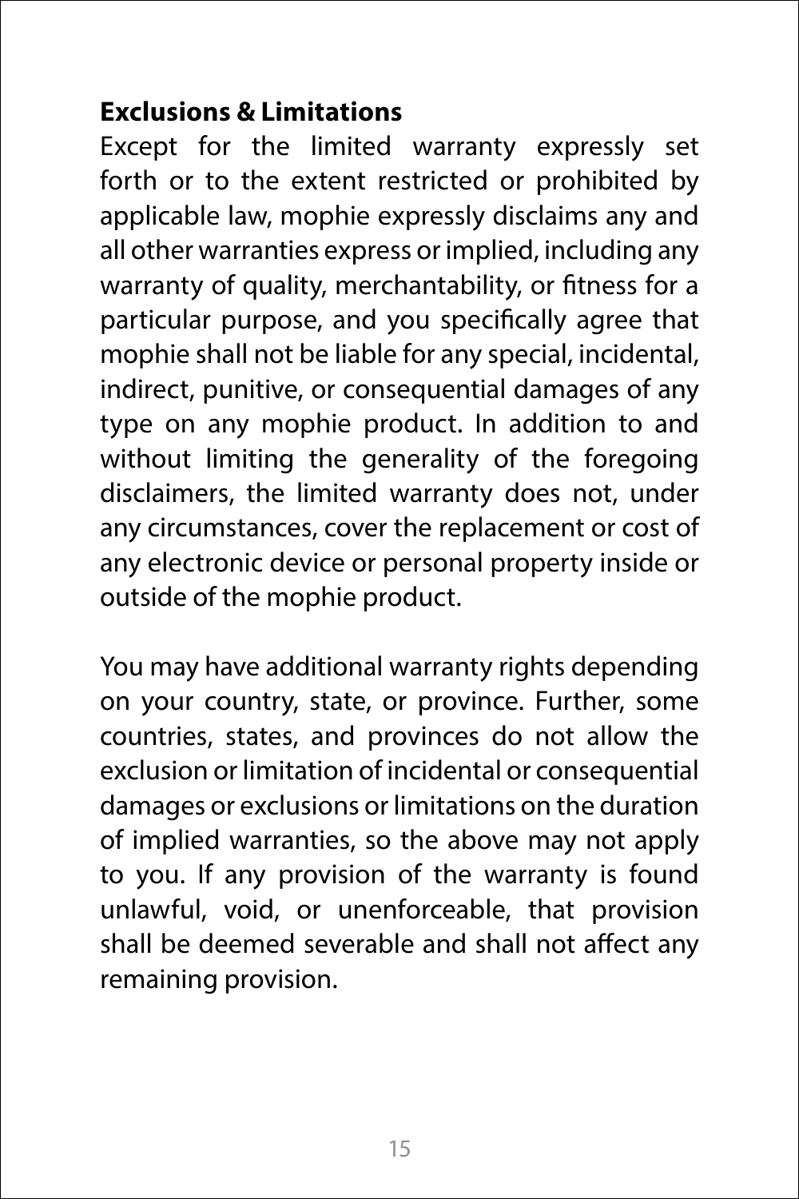**Exclusions & Limitations**

Except for the limited warranty expressly set forth or to the extent restricted or prohibited by applicable law, mophie expressly disclaims any and all other warranties express or implied, including any warranty of quality, merchantability, or fitness for a particular purpose, and you specifically agree that mophie shall not be liable for any special, incidental, indirect, punitive, or consequential damages of any type on any mophie product. In addition to and without limiting the generality of the foregoing disclaimers, the limited warranty does not, under any circumstances, cover the replacement or cost of any electronic device or personal property inside or outside of the mophie product.

You may have additional warranty rights depending on your country, state, or province. Further, some countries, states, and provinces do not allow the exclusion or limitation of incidental or consequential damages or exclusions or limitations on the duration of implied warranties, so the above may not apply to you. If any provision of the warranty is found unlawful, void, or unenforceable, that provision shall be deemed severable and shall not affect any remaining provision.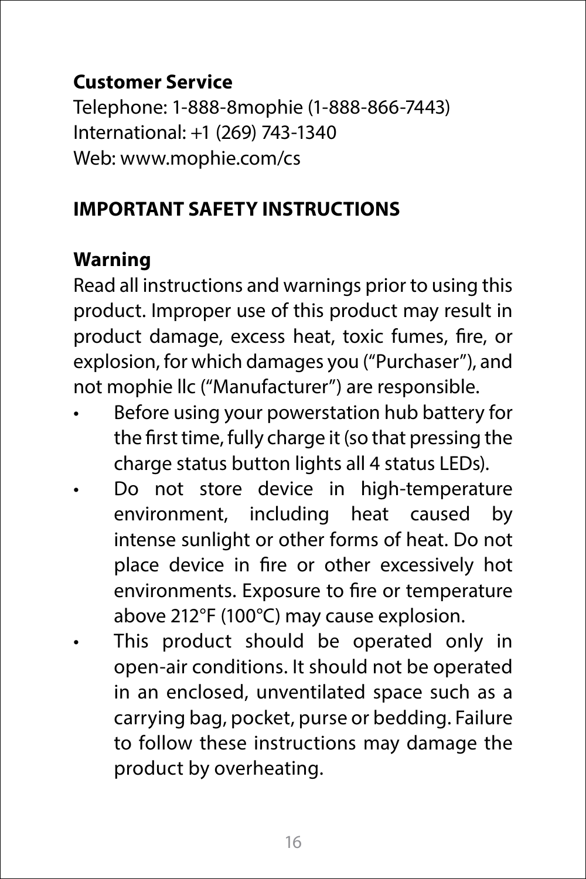**Customer Service**

Telephone: 1-888-8mophie (1-888-866-7443)
International: +1 (269) 743-1340
Web: www.mophie.com/cs

## IMPORTANT SAFETY INSTRUCTIONS

### Warning

Read all instructions and warnings prior to using this product. Improper use of this product may result in product damage, excess heat, toxic fumes, fire, or explosion, for which damages you ("Purchaser"), and not mophie llc ("Manufacturer") are responsible.

- Before using your powerstation hub battery for the first time, fully charge it (so that pressing the charge status button lights all 4 status LEDs).
- Do not store device in high-temperature environment, including heat caused by intense sunlight or other forms of heat. Do not place device in fire or other excessively hot environments. Exposure to fire or temperature above 212°F (100°C) may cause explosion.
- This product should be operated only in open-air conditions. It should not be operated in an enclosed, unventilated space such as a carrying bag, pocket, purse or bedding. Failure to follow these instructions may damage the product by overheating.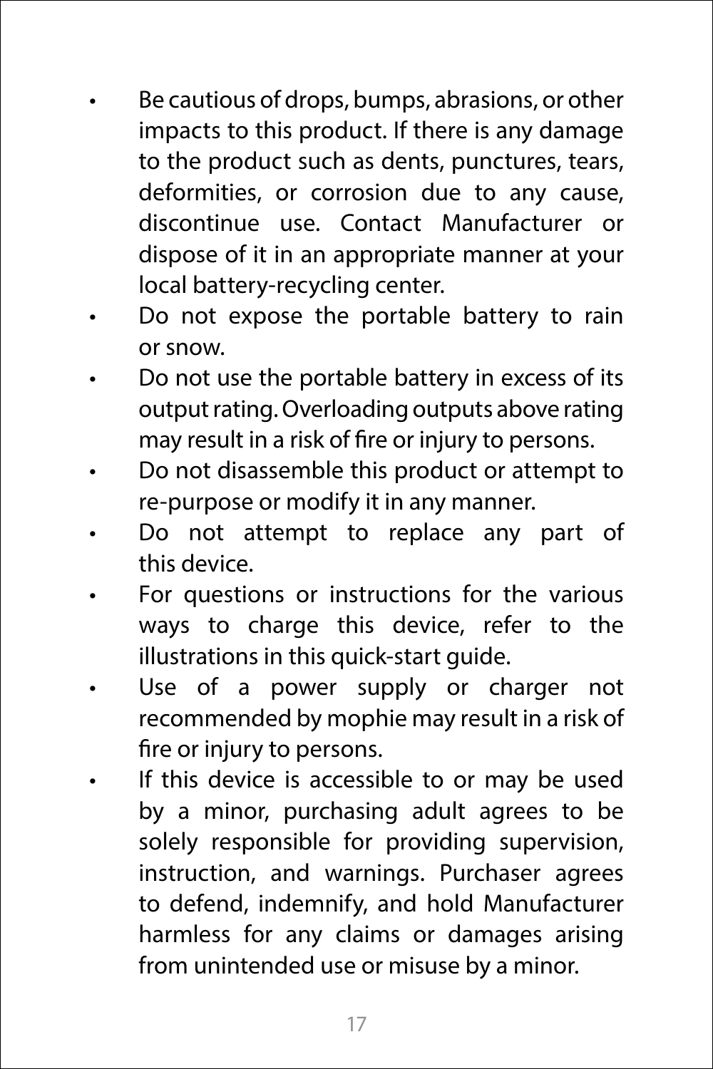- Be cautious of drops, bumps, abrasions, or other impacts to this product. If there is any damage to the product such as dents, punctures, tears, deformities, or corrosion due to any cause, discontinue use. Contact Manufacturer or dispose of it in an appropriate manner at your local battery-recycling center.
- Do not expose the portable battery to rain or snow.
- Do not use the portable battery in excess of its output rating. Overloading outputs above rating may result in a risk of fire or injury to persons.
- Do not disassemble this product or attempt to re-purpose or modify it in any manner.
- Do not attempt to replace any part of this device.
- For questions or instructions for the various ways to charge this device, refer to the illustrations in this quick-start guide.
- Use of a power supply or charger not recommended by mophie may result in a risk of fire or injury to persons.
- If this device is accessible to or may be used by a minor, purchasing adult agrees to be solely responsible for providing supervision, instruction, and warnings. Purchaser agrees to defend, indemnify, and hold Manufacturer harmless for any claims or damages arising from unintended use or misuse by a minor.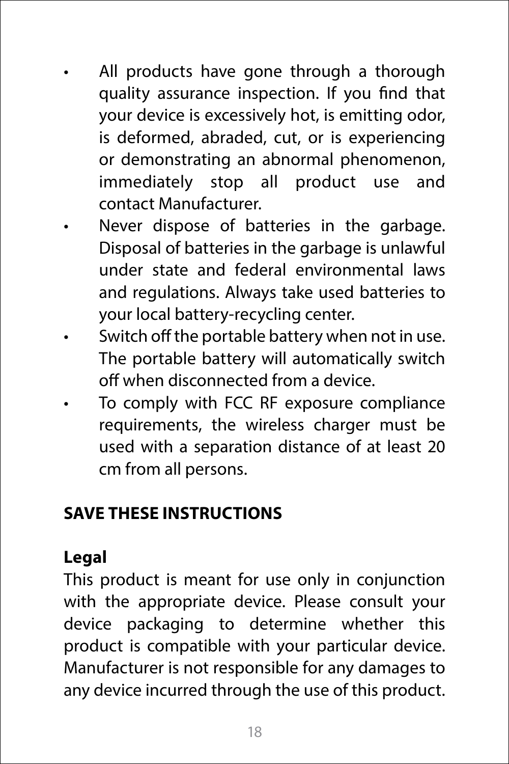- All products have gone through a thorough quality assurance inspection. If you find that your device is excessively hot, is emitting odor, is deformed, abraded, cut, or is experiencing or demonstrating an abnormal phenomenon, immediately stop all product use and contact Manufacturer.
- Never dispose of batteries in the garbage. Disposal of batteries in the garbage is unlawful under state and federal environmental laws and regulations. Always take used batteries to your local battery-recycling center.
- Switch off the portable battery when not in use. The portable battery will automatically switch off when disconnected from a device.
- To comply with FCC RF exposure compliance requirements, the wireless charger must be used with a separation distance of at least 20 cm from all persons.

**SAVE THESE INSTRUCTIONS**

**Legal**

This product is meant for use only in conjunction with the appropriate device. Please consult your device packaging to determine whether this product is compatible with your particular device. Manufacturer is not responsible for any damages to any device incurred through the use of this product.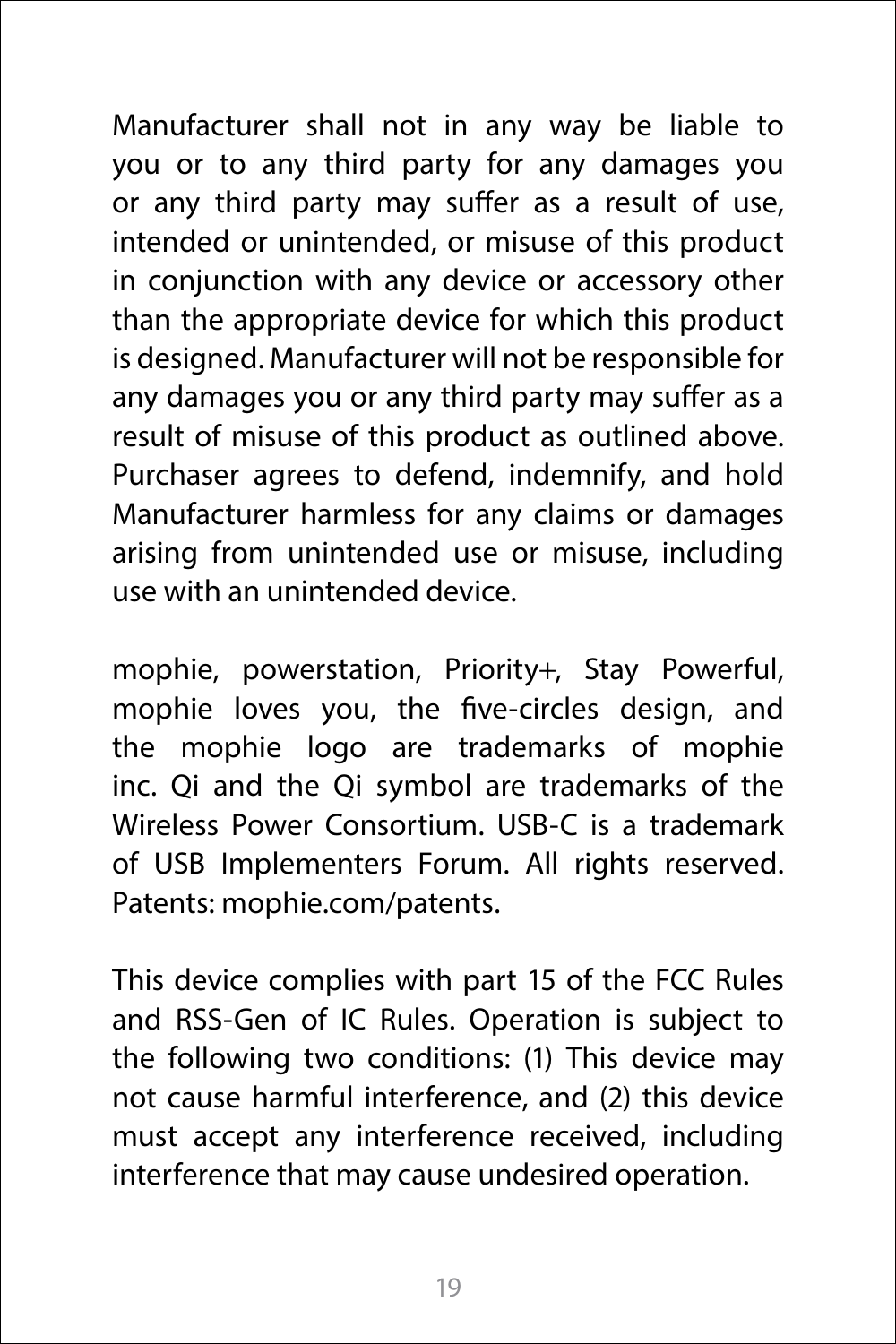Manufacturer shall not in any way be liable to you or to any third party for any damages you or any third party may suffer as a result of use, intended or unintended, or misuse of this product in conjunction with any device or accessory other than the appropriate device for which this product is designed. Manufacturer will not be responsible for any damages you or any third party may suffer as a result of misuse of this product as outlined above. Purchaser agrees to defend, indemnify, and hold Manufacturer harmless for any claims or damages arising from unintended use or misuse, including use with an unintended device.

mophie, powerstation, Priority+, Stay Powerful, mophie loves you, the five-circles design, and the mophie logo are trademarks of mophie inc. Qi and the Qi symbol are trademarks of the Wireless Power Consortium. USB-C is a trademark of USB Implementers Forum. All rights reserved. Patents: mophie.com/patents.

This device complies with part 15 of the FCC Rules and RSS-Gen of IC Rules. Operation is subject to the following two conditions: (1) This device may not cause harmful interference, and (2) this device must accept any interference received, including interference that may cause undesired operation.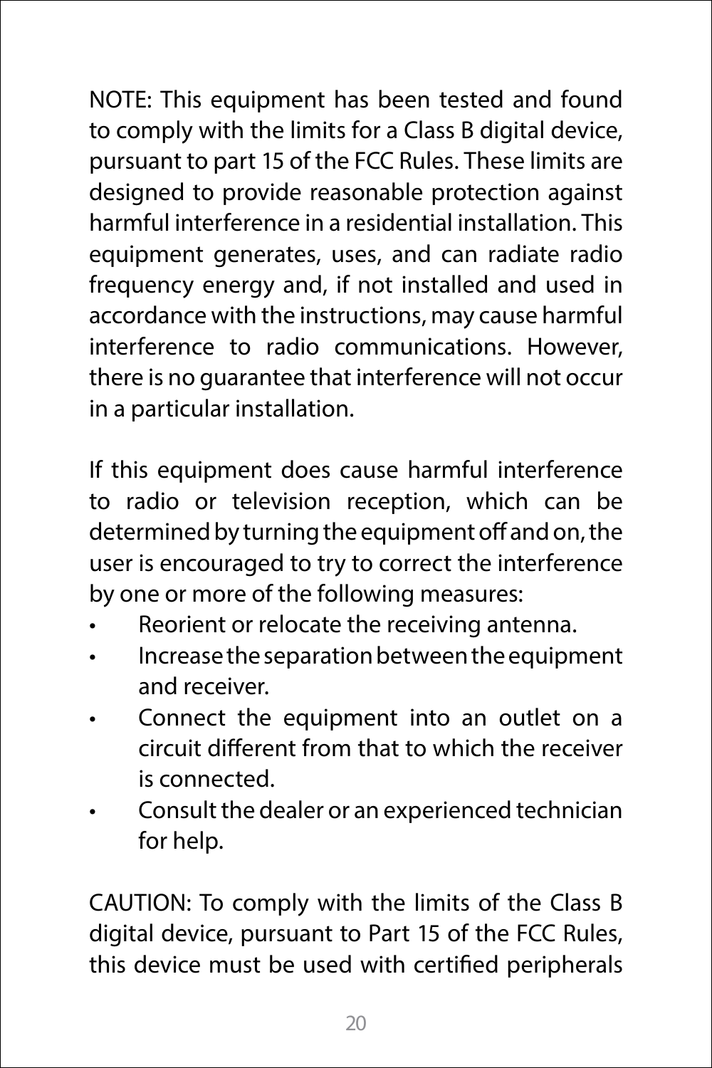NOTE: This equipment has been tested and found to comply with the limits for a Class B digital device, pursuant to part 15 of the FCC Rules. These limits are designed to provide reasonable protection against harmful interference in a residential installation. This equipment generates, uses, and can radiate radio frequency energy and, if not installed and used in accordance with the instructions, may cause harmful interference to radio communications. However, there is no guarantee that interference will not occur in a particular installation.

If this equipment does cause harmful interference to radio or television reception, which can be determined by turning the equipment off and on, the user is encouraged to try to correct the interference by one or more of the following measures:

- Reorient or relocate the receiving antenna.
- Increase the separation between the equipment and receiver.
- Connect the equipment into an outlet on a circuit different from that to which the receiver is connected.
- Consult the dealer or an experienced technician for help.

CAUTION: To comply with the limits of the Class B digital device, pursuant to Part 15 of the FCC Rules, this device must be used with certified peripherals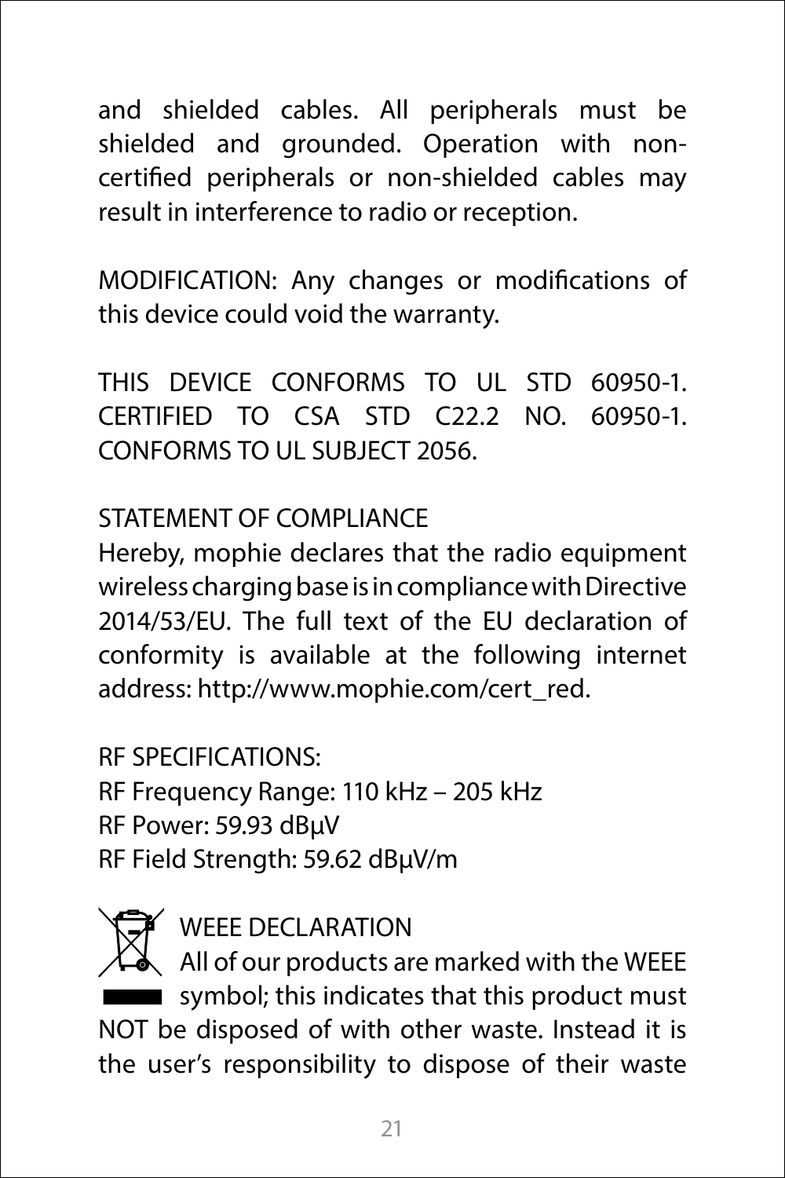and shielded cables. All peripherals must be shielded and grounded. Operation with non-certified peripherals or non-shielded cables may result in interference to radio or reception.

MODIFICATION: Any changes or modifications of this device could void the warranty.

THIS DEVICE CONFORMS TO UL STD 60950-1. CERTIFIED TO CSA STD C22.2 NO. 60950-1. CONFORMS TO UL SUBJECT 2056.

STATEMENT OF COMPLIANCE

Hereby, mophie declares that the radio equipment wireless charging base is in compliance with Directive 2014/53/EU. The full text of the EU declaration of conformity is available at the following internet address: http://www.mophie.com/cert_red.

RF SPECIFICATIONS:
RF Frequency Range: 110 kHz – 205 kHz
RF Power: 59.93 dBμV
RF Field Strength: 59.62 dBμV/m

WEEE DECLARATION

All of our products are marked with the WEEE symbol; this indicates that this product must NOT be disposed of with other waste. Instead it is the user's responsibility to dispose of their waste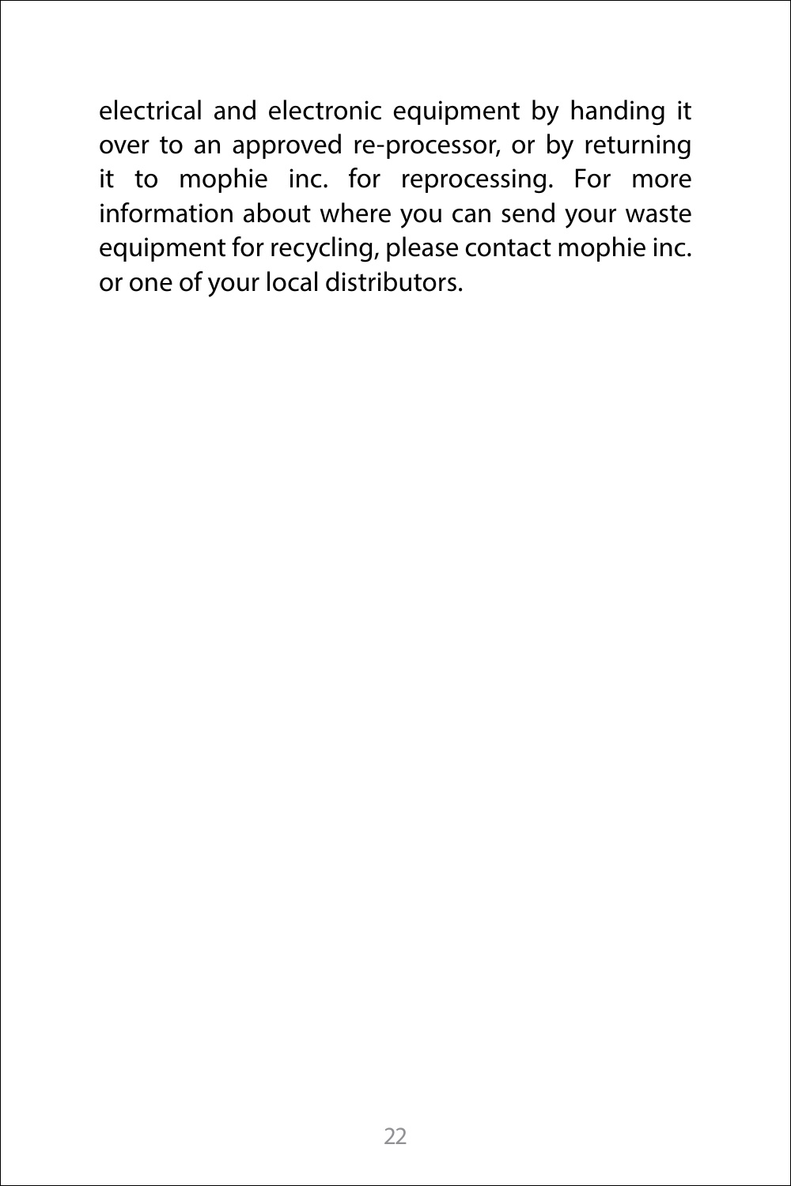electrical and electronic equipment by handing it over to an approved re-processor, or by returning it to mophie inc. for reprocessing. For more information about where you can send your waste equipment for recycling, please contact mophie inc. or one of your local distributors.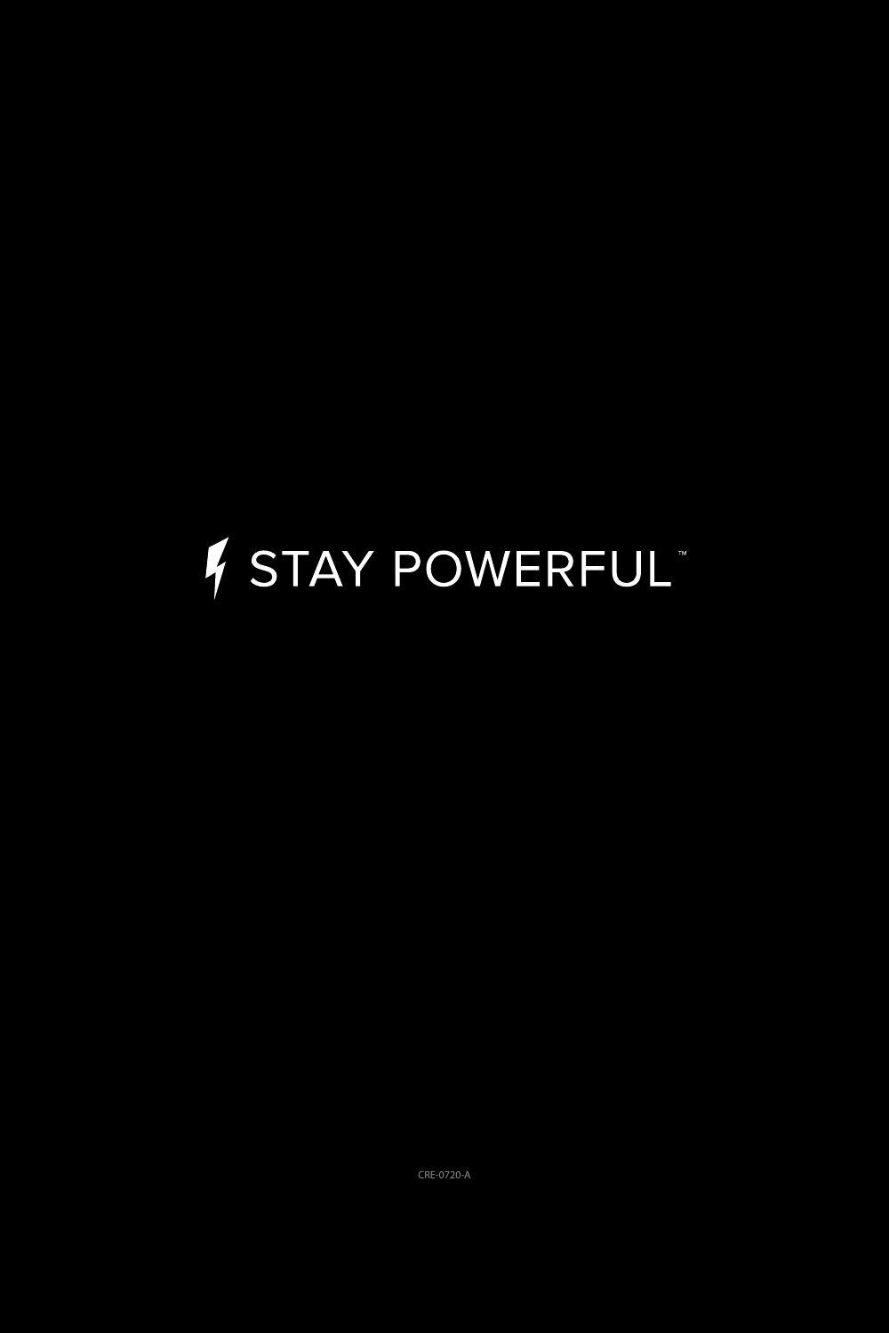STAY POWERFUL™

CRE-0720-A